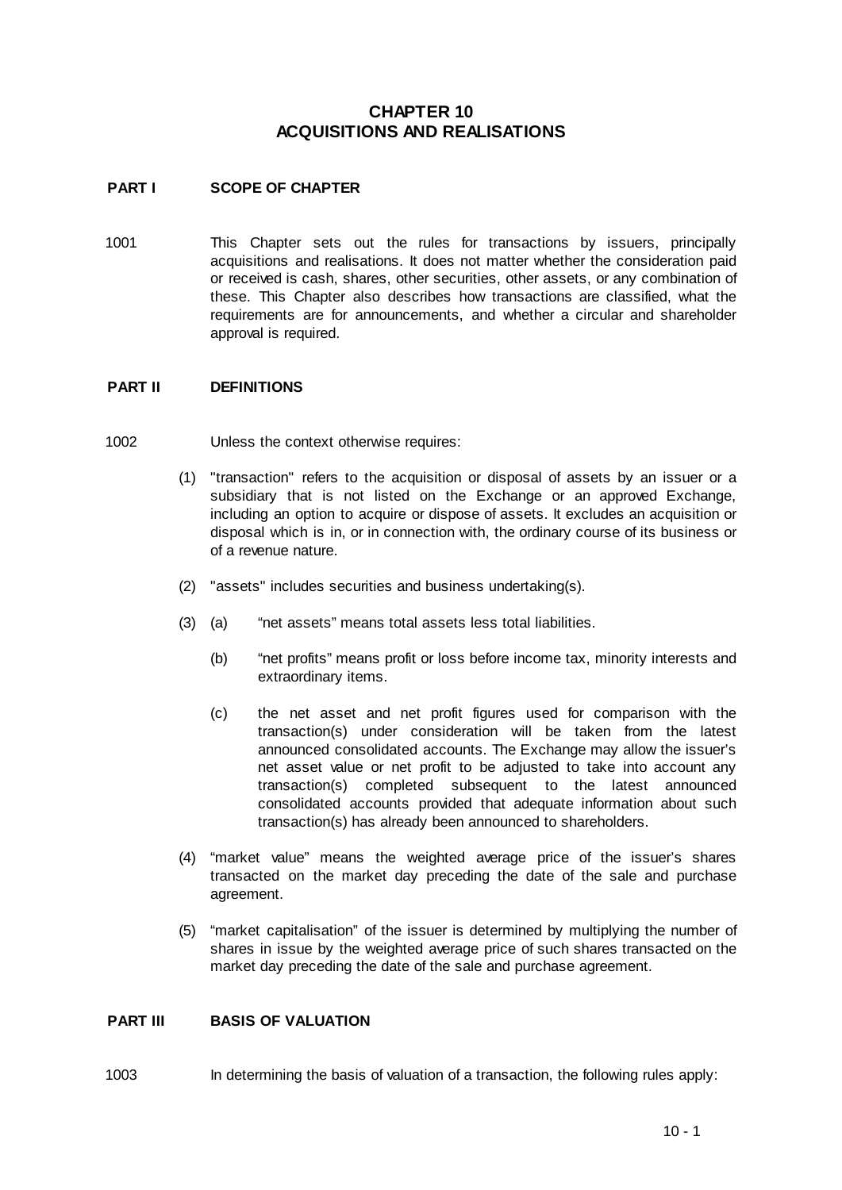# CHAPTER 10
# ACQUISITIONS AND REALISATIONS

## PART I SCOPE OF CHAPTER

1001 This Chapter sets out the rules for transactions by issuers, principally acquisitions and realisations. It does not matter whether the consideration paid or received is cash, shares, other securities, other assets, or any combination of these. This Chapter also describes how transactions are classified, what the requirements are for announcements, and whether a circular and shareholder approval is required.

## PART II DEFINITIONS

1002 Unless the context otherwise requires:

(1) "transaction" refers to the acquisition or disposal of assets by an issuer or a subsidiary that is not listed on the Exchange or an approved Exchange, including an option to acquire or dispose of assets. It excludes an acquisition or disposal which is in, or in connection with, the ordinary course of its business or of a revenue nature.

(2) "assets" includes securities and business undertaking(s).

(3) (a) "net assets" means total assets less total liabilities.

(b) "net profits" means profit or loss before income tax, minority interests and extraordinary items.

(c) the net asset and net profit figures used for comparison with the transaction(s) under consideration will be taken from the latest announced consolidated accounts. The Exchange may allow the issuer's net asset value or net profit to be adjusted to take into account any transaction(s) completed subsequent to the latest announced consolidated accounts provided that adequate information about such transaction(s) has already been announced to shareholders.

(4) "market value" means the weighted average price of the issuer's shares transacted on the market day preceding the date of the sale and purchase agreement.

(5) "market capitalisation" of the issuer is determined by multiplying the number of shares in issue by the weighted average price of such shares transacted on the market day preceding the date of the sale and purchase agreement.

## PART III BASIS OF VALUATION

1003 In determining the basis of valuation of a transaction, the following rules apply: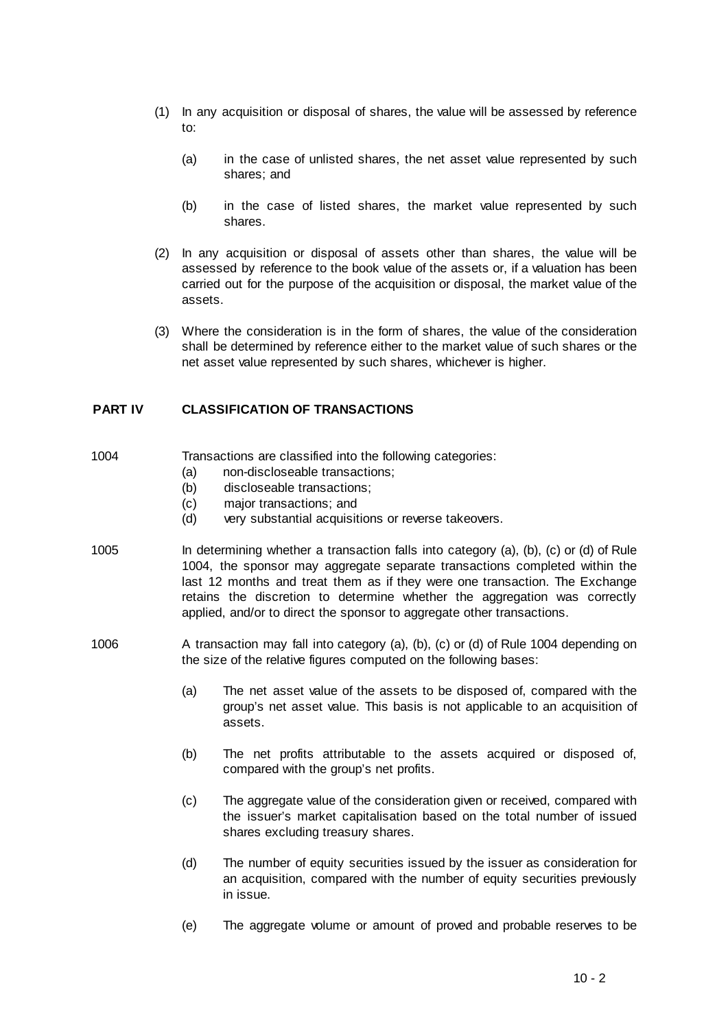(1) In any acquisition or disposal of shares, the value will be assessed by reference to:

  (a) in the case of unlisted shares, the net asset value represented by such shares; and

  (b) in the case of listed shares, the market value represented by such shares.

(2) In any acquisition or disposal of assets other than shares, the value will be assessed by reference to the book value of the assets or, if a valuation has been carried out for the purpose of the acquisition or disposal, the market value of the assets.

(3) Where the consideration is in the form of shares, the value of the consideration shall be determined by reference either to the market value of such shares or the net asset value represented by such shares, whichever is higher.

## PART IV CLASSIFICATION OF TRANSACTIONS

1004 Transactions are classified into the following categories:

(a) non-discloseable transactions;
(b) discloseable transactions;
(c) major transactions; and
(d) very substantial acquisitions or reverse takeovers.

1005 In determining whether a transaction falls into category (a), (b), (c) or (d) of Rule 1004, the sponsor may aggregate separate transactions completed within the last 12 months and treat them as if they were one transaction. The Exchange retains the discretion to determine whether the aggregation was correctly applied, and/or to direct the sponsor to aggregate other transactions.

1006 A transaction may fall into category (a), (b), (c) or (d) of Rule 1004 depending on the size of the relative figures computed on the following bases:

(a) The net asset value of the assets to be disposed of, compared with the group's net asset value. This basis is not applicable to an acquisition of assets.

(b) The net profits attributable to the assets acquired or disposed of, compared with the group's net profits.

(c) The aggregate value of the consideration given or received, compared with the issuer's market capitalisation based on the total number of issued shares excluding treasury shares.

(d) The number of equity securities issued by the issuer as consideration for an acquisition, compared with the number of equity securities previously in issue.

(e) The aggregate volume or amount of proved and probable reserves to be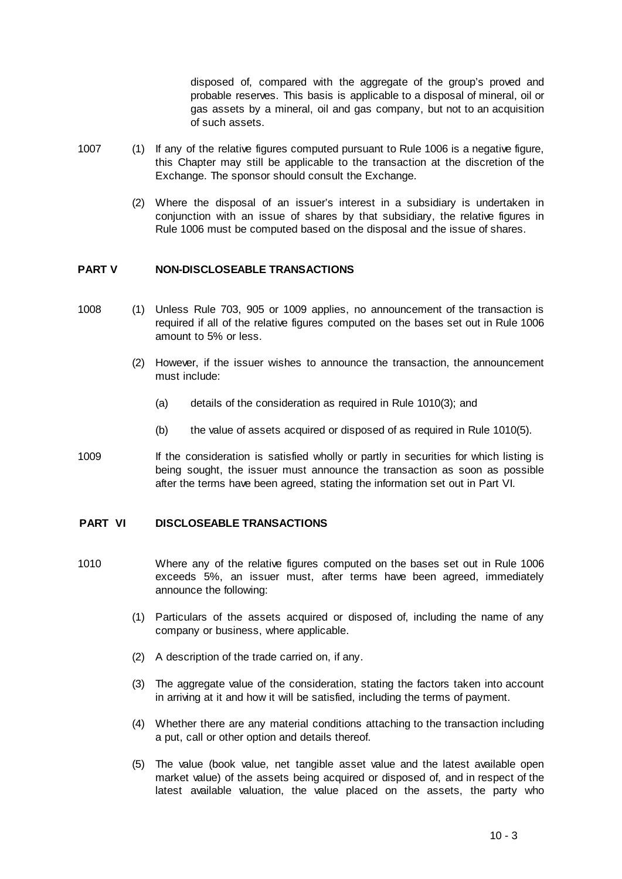disposed of, compared with the aggregate of the group's proved and probable reserves. This basis is applicable to a disposal of mineral, oil or gas assets by a mineral, oil and gas company, but not to an acquisition of such assets.

1007 (1) If any of the relative figures computed pursuant to Rule 1006 is a negative figure, this Chapter may still be applicable to the transaction at the discretion of the Exchange. The sponsor should consult the Exchange.

(2) Where the disposal of an issuer's interest in a subsidiary is undertaken in conjunction with an issue of shares by that subsidiary, the relative figures in Rule 1006 must be computed based on the disposal and the issue of shares.

## PART V NON-DISCLOSEABLE TRANSACTIONS

1008 (1) Unless Rule 703, 905 or 1009 applies, no announcement of the transaction is required if all of the relative figures computed on the bases set out in Rule 1006 amount to 5% or less.

(2) However, if the issuer wishes to announce the transaction, the announcement must include:

(a) details of the consideration as required in Rule 1010(3); and

(b) the value of assets acquired or disposed of as required in Rule 1010(5).

1009 If the consideration is satisfied wholly or partly in securities for which listing is being sought, the issuer must announce the transaction as soon as possible after the terms have been agreed, stating the information set out in Part VI.

## PART VI DISCLOSEABLE TRANSACTIONS

1010 Where any of the relative figures computed on the bases set out in Rule 1006 exceeds 5%, an issuer must, after terms have been agreed, immediately announce the following:

(1) Particulars of the assets acquired or disposed of, including the name of any company or business, where applicable.

(2) A description of the trade carried on, if any.

(3) The aggregate value of the consideration, stating the factors taken into account in arriving at it and how it will be satisfied, including the terms of payment.

(4) Whether there are any material conditions attaching to the transaction including a put, call or other option and details thereof.

(5) The value (book value, net tangible asset value and the latest available open market value) of the assets being acquired or disposed of, and in respect of the latest available valuation, the value placed on the assets, the party who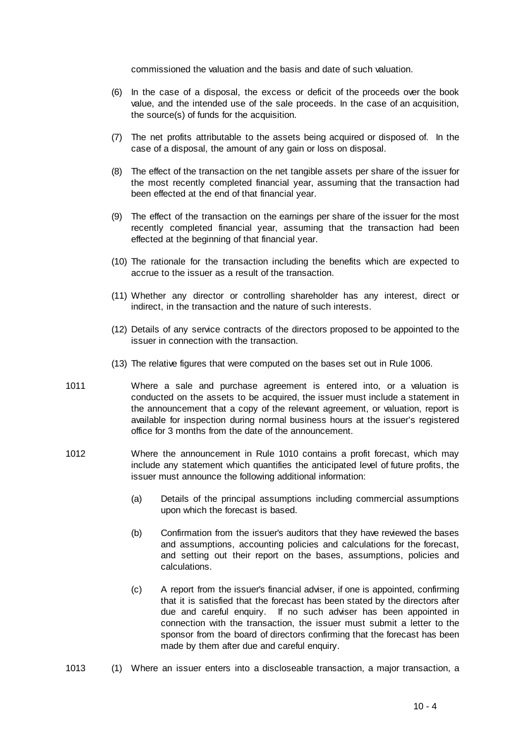commissioned the valuation and the basis and date of such valuation.

(6) In the case of a disposal, the excess or deficit of the proceeds over the book value, and the intended use of the sale proceeds. In the case of an acquisition, the source(s) of funds for the acquisition.

(7) The net profits attributable to the assets being acquired or disposed of. In the case of a disposal, the amount of any gain or loss on disposal.

(8) The effect of the transaction on the net tangible assets per share of the issuer for the most recently completed financial year, assuming that the transaction had been effected at the end of that financial year.

(9) The effect of the transaction on the earnings per share of the issuer for the most recently completed financial year, assuming that the transaction had been effected at the beginning of that financial year.

(10) The rationale for the transaction including the benefits which are expected to accrue to the issuer as a result of the transaction.

(11) Whether any director or controlling shareholder has any interest, direct or indirect, in the transaction and the nature of such interests.

(12) Details of any service contracts of the directors proposed to be appointed to the issuer in connection with the transaction.

(13) The relative figures that were computed on the bases set out in Rule 1006.

1011 Where a sale and purchase agreement is entered into, or a valuation is conducted on the assets to be acquired, the issuer must include a statement in the announcement that a copy of the relevant agreement, or valuation, report is available for inspection during normal business hours at the issuer's registered office for 3 months from the date of the announcement.

1012 Where the announcement in Rule 1010 contains a profit forecast, which may include any statement which quantifies the anticipated level of future profits, the issuer must announce the following additional information:

(a) Details of the principal assumptions including commercial assumptions upon which the forecast is based.

(b) Confirmation from the issuer's auditors that they have reviewed the bases and assumptions, accounting policies and calculations for the forecast, and setting out their report on the bases, assumptions, policies and calculations.

(c) A report from the issuer's financial adviser, if one is appointed, confirming that it is satisfied that the forecast has been stated by the directors after due and careful enquiry. If no such adviser has been appointed in connection with the transaction, the issuer must submit a letter to the sponsor from the board of directors confirming that the forecast has been made by them after due and careful enquiry.

1013 (1) Where an issuer enters into a discloseable transaction, a major transaction, a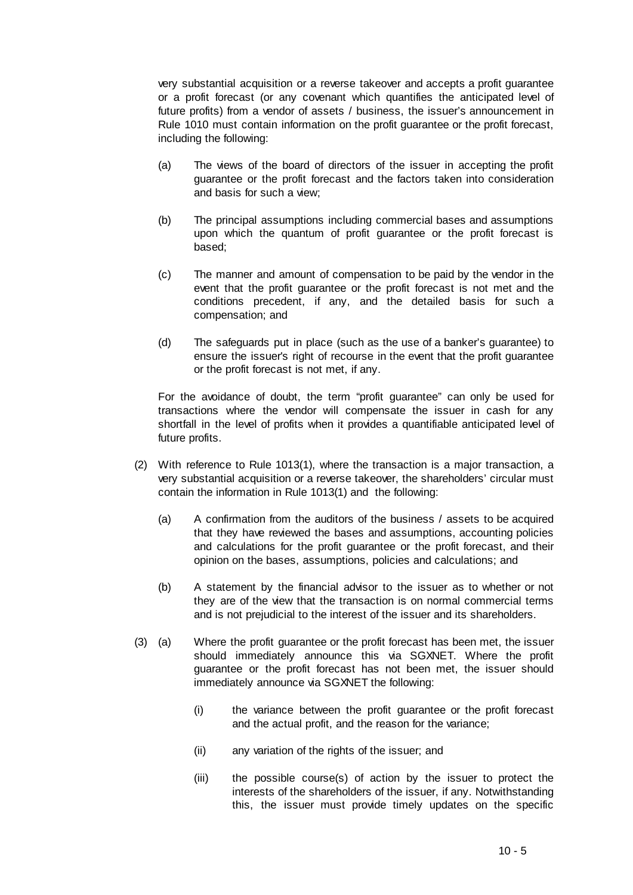very substantial acquisition or a reverse takeover and accepts a profit guarantee or a profit forecast (or any covenant which quantifies the anticipated level of future profits) from a vendor of assets / business, the issuer's announcement in Rule 1010 must contain information on the profit guarantee or the profit forecast, including the following:

(a) The views of the board of directors of the issuer in accepting the profit guarantee or the profit forecast and the factors taken into consideration and basis for such a view;

(b) The principal assumptions including commercial bases and assumptions upon which the quantum of profit guarantee or the profit forecast is based;

(c) The manner and amount of compensation to be paid by the vendor in the event that the profit guarantee or the profit forecast is not met and the conditions precedent, if any, and the detailed basis for such a compensation; and

(d) The safeguards put in place (such as the use of a banker's guarantee) to ensure the issuer's right of recourse in the event that the profit guarantee or the profit forecast is not met, if any.

For the avoidance of doubt, the term "profit guarantee" can only be used for transactions where the vendor will compensate the issuer in cash for any shortfall in the level of profits when it provides a quantifiable anticipated level of future profits.

(2) With reference to Rule 1013(1), where the transaction is a major transaction, a very substantial acquisition or a reverse takeover, the shareholders' circular must contain the information in Rule 1013(1) and the following:

(a) A confirmation from the auditors of the business / assets to be acquired that they have reviewed the bases and assumptions, accounting policies and calculations for the profit guarantee or the profit forecast, and their opinion on the bases, assumptions, policies and calculations; and

(b) A statement by the financial advisor to the issuer as to whether or not they are of the view that the transaction is on normal commercial terms and is not prejudicial to the interest of the issuer and its shareholders.

(3) (a) Where the profit guarantee or the profit forecast has been met, the issuer should immediately announce this via SGXNET. Where the profit guarantee or the profit forecast has not been met, the issuer should immediately announce via SGXNET the following:

(i) the variance between the profit guarantee or the profit forecast and the actual profit, and the reason for the variance;

(ii) any variation of the rights of the issuer; and

(iii) the possible course(s) of action by the issuer to protect the interests of the shareholders of the issuer, if any. Notwithstanding this, the issuer must provide timely updates on the specific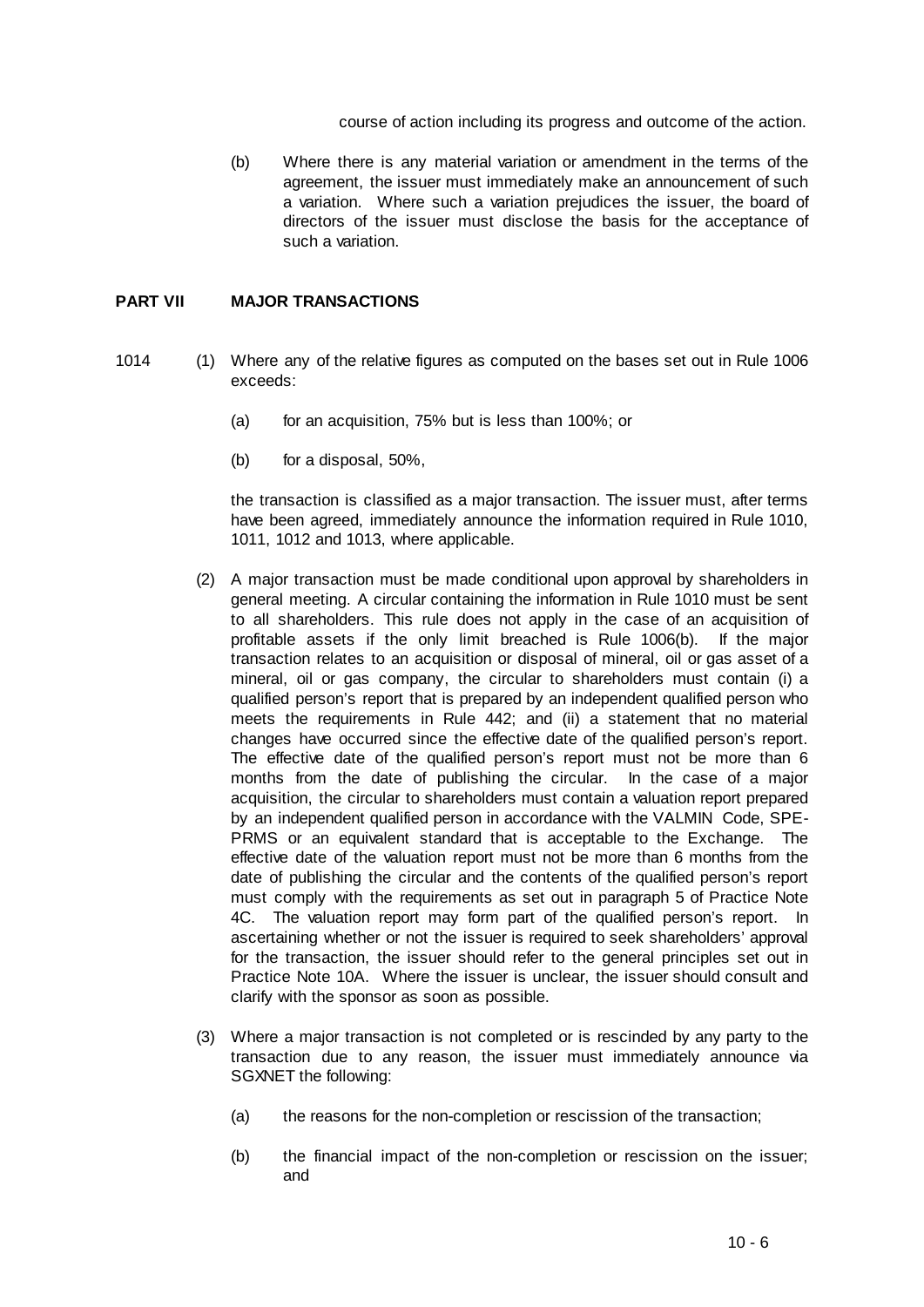course of action including its progress and outcome of the action.

(b) Where there is any material variation or amendment in the terms of the agreement, the issuer must immediately make an announcement of such a variation. Where such a variation prejudices the issuer, the board of directors of the issuer must disclose the basis for the acceptance of such a variation.

## PART VII MAJOR TRANSACTIONS

1014 (1) Where any of the relative figures as computed on the bases set out in Rule 1006 exceeds:

(a) for an acquisition, 75% but is less than 100%; or

(b) for a disposal, 50%,

the transaction is classified as a major transaction. The issuer must, after terms have been agreed, immediately announce the information required in Rule 1010, 1011, 1012 and 1013, where applicable.

(2) A major transaction must be made conditional upon approval by shareholders in general meeting. A circular containing the information in Rule 1010 must be sent to all shareholders. This rule does not apply in the case of an acquisition of profitable assets if the only limit breached is Rule 1006(b). If the major transaction relates to an acquisition or disposal of mineral, oil or gas asset of a mineral, oil or gas company, the circular to shareholders must contain (i) a qualified person's report that is prepared by an independent qualified person who meets the requirements in Rule 442; and (ii) a statement that no material changes have occurred since the effective date of the qualified person's report. The effective date of the qualified person's report must not be more than 6 months from the date of publishing the circular. In the case of a major acquisition, the circular to shareholders must contain a valuation report prepared by an independent qualified person in accordance with the VALMIN Code, SPE-PRMS or an equivalent standard that is acceptable to the Exchange. The effective date of the valuation report must not be more than 6 months from the date of publishing the circular and the contents of the qualified person's report must comply with the requirements as set out in paragraph 5 of Practice Note 4C. The valuation report may form part of the qualified person's report. In ascertaining whether or not the issuer is required to seek shareholders' approval for the transaction, the issuer should refer to the general principles set out in Practice Note 10A. Where the issuer is unclear, the issuer should consult and clarify with the sponsor as soon as possible.

(3) Where a major transaction is not completed or is rescinded by any party to the transaction due to any reason, the issuer must immediately announce via SGXNET the following:

(a) the reasons for the non-completion or rescission of the transaction;

(b) the financial impact of the non-completion or rescission on the issuer; and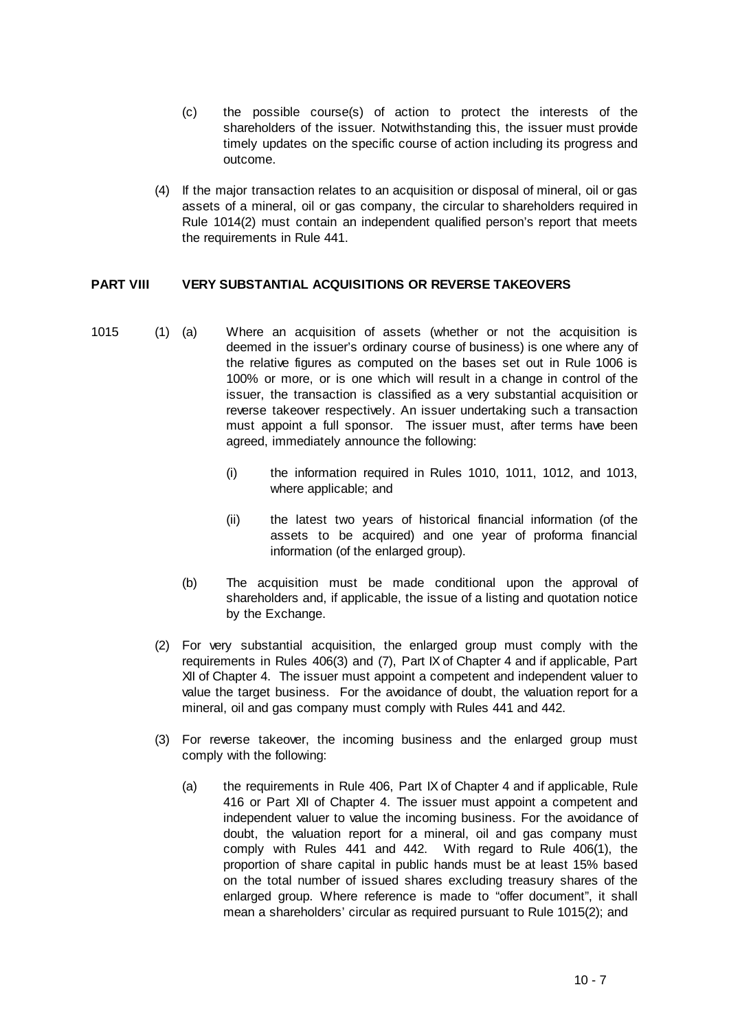(c) the possible course(s) of action to protect the interests of the shareholders of the issuer. Notwithstanding this, the issuer must provide timely updates on the specific course of action including its progress and outcome.

(4) If the major transaction relates to an acquisition or disposal of mineral, oil or gas assets of a mineral, oil or gas company, the circular to shareholders required in Rule 1014(2) must contain an independent qualified person's report that meets the requirements in Rule 441.

## PART VIII VERY SUBSTANTIAL ACQUISITIONS OR REVERSE TAKEOVERS

1015 (1) (a) Where an acquisition of assets (whether or not the acquisition is deemed in the issuer's ordinary course of business) is one where any of the relative figures as computed on the bases set out in Rule 1006 is 100% or more, or is one which will result in a change in control of the issuer, the transaction is classified as a very substantial acquisition or reverse takeover respectively. An issuer undertaking such a transaction must appoint a full sponsor. The issuer must, after terms have been agreed, immediately announce the following:

(i) the information required in Rules 1010, 1011, 1012, and 1013, where applicable; and

(ii) the latest two years of historical financial information (of the assets to be acquired) and one year of proforma financial information (of the enlarged group).

(b) The acquisition must be made conditional upon the approval of shareholders and, if applicable, the issue of a listing and quotation notice by the Exchange.

(2) For very substantial acquisition, the enlarged group must comply with the requirements in Rules 406(3) and (7), Part IX of Chapter 4 and if applicable, Part XII of Chapter 4. The issuer must appoint a competent and independent valuer to value the target business. For the avoidance of doubt, the valuation report for a mineral, oil and gas company must comply with Rules 441 and 442.

(3) For reverse takeover, the incoming business and the enlarged group must comply with the following:

(a) the requirements in Rule 406, Part IX of Chapter 4 and if applicable, Rule 416 or Part XII of Chapter 4. The issuer must appoint a competent and independent valuer to value the incoming business. For the avoidance of doubt, the valuation report for a mineral, oil and gas company must comply with Rules 441 and 442. With regard to Rule 406(1), the proportion of share capital in public hands must be at least 15% based on the total number of issued shares excluding treasury shares of the enlarged group. Where reference is made to "offer document", it shall mean a shareholders' circular as required pursuant to Rule 1015(2); and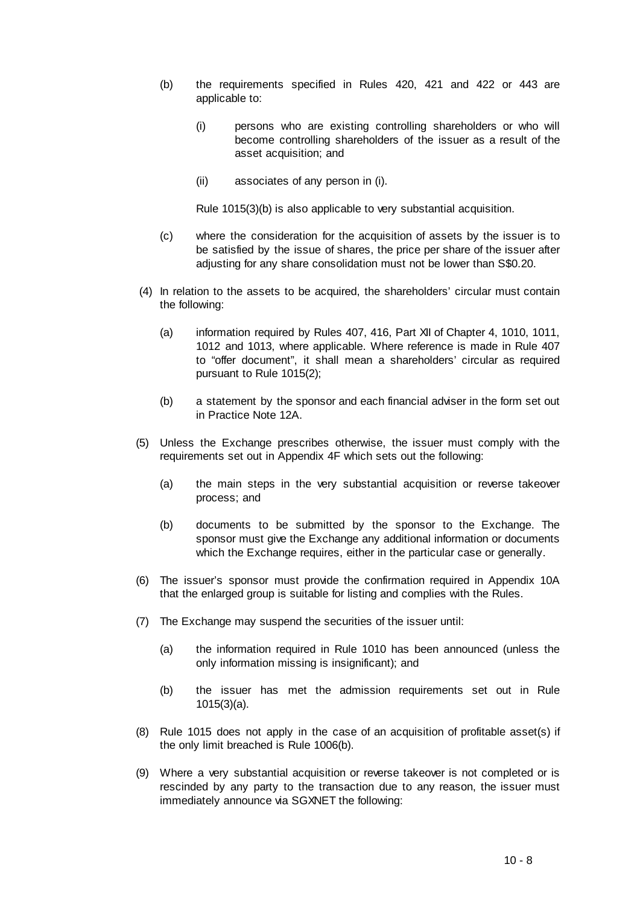(b) the requirements specified in Rules 420, 421 and 422 or 443 are applicable to:

  (i) persons who are existing controlling shareholders or who will become controlling shareholders of the issuer as a result of the asset acquisition; and

  (ii) associates of any person in (i).

  Rule 1015(3)(b) is also applicable to very substantial acquisition.

(c) where the consideration for the acquisition of assets by the issuer is to be satisfied by the issue of shares, the price per share of the issuer after adjusting for any share consolidation must not be lower than S$0.20.

(4) In relation to the assets to be acquired, the shareholders' circular must contain the following:

  (a) information required by Rules 407, 416, Part XII of Chapter 4, 1010, 1011, 1012 and 1013, where applicable. Where reference is made in Rule 407 to "offer document", it shall mean a shareholders' circular as required pursuant to Rule 1015(2);

  (b) a statement by the sponsor and each financial adviser in the form set out in Practice Note 12A.

(5) Unless the Exchange prescribes otherwise, the issuer must comply with the requirements set out in Appendix 4F which sets out the following:

  (a) the main steps in the very substantial acquisition or reverse takeover process; and

  (b) documents to be submitted by the sponsor to the Exchange. The sponsor must give the Exchange any additional information or documents which the Exchange requires, either in the particular case or generally.

(6) The issuer's sponsor must provide the confirmation required in Appendix 10A that the enlarged group is suitable for listing and complies with the Rules.

(7) The Exchange may suspend the securities of the issuer until:

  (a) the information required in Rule 1010 has been announced (unless the only information missing is insignificant); and

  (b) the issuer has met the admission requirements set out in Rule 1015(3)(a).

(8) Rule 1015 does not apply in the case of an acquisition of profitable asset(s) if the only limit breached is Rule 1006(b).

(9) Where a very substantial acquisition or reverse takeover is not completed or is rescinded by any party to the transaction due to any reason, the issuer must immediately announce via SGXNET the following: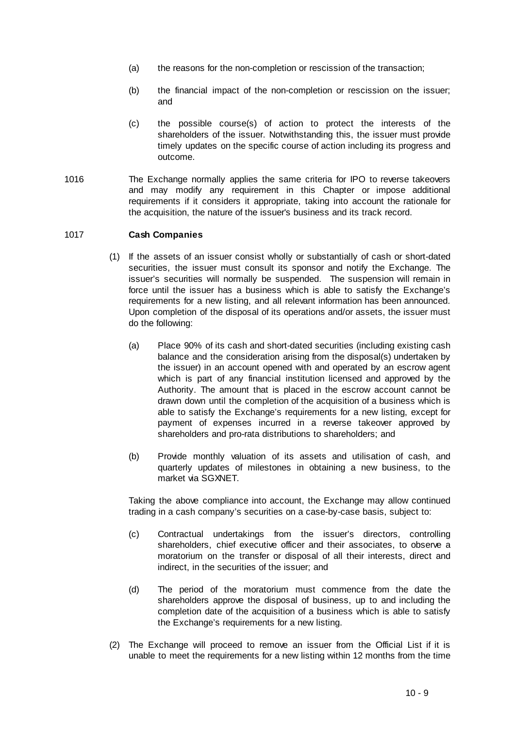(a) the reasons for the non-completion or rescission of the transaction;

(b) the financial impact of the non-completion or rescission on the issuer; and

(c) the possible course(s) of action to protect the interests of the shareholders of the issuer. Notwithstanding this, the issuer must provide timely updates on the specific course of action including its progress and outcome.

1016 The Exchange normally applies the same criteria for IPO to reverse takeovers and may modify any requirement in this Chapter or impose additional requirements if it considers it appropriate, taking into account the rationale for the acquisition, the nature of the issuer's business and its track record.

1017 **Cash Companies**

(1) If the assets of an issuer consist wholly or substantially of cash or short-dated securities, the issuer must consult its sponsor and notify the Exchange. The issuer's securities will normally be suspended. The suspension will remain in force until the issuer has a business which is able to satisfy the Exchange's requirements for a new listing, and all relevant information has been announced. Upon completion of the disposal of its operations and/or assets, the issuer must do the following:

(a) Place 90% of its cash and short-dated securities (including existing cash balance and the consideration arising from the disposal(s) undertaken by the issuer) in an account opened with and operated by an escrow agent which is part of any financial institution licensed and approved by the Authority. The amount that is placed in the escrow account cannot be drawn down until the completion of the acquisition of a business which is able to satisfy the Exchange's requirements for a new listing, except for payment of expenses incurred in a reverse takeover approved by shareholders and pro-rata distributions to shareholders; and

(b) Provide monthly valuation of its assets and utilisation of cash, and quarterly updates of milestones in obtaining a new business, to the market via SGXNET.

Taking the above compliance into account, the Exchange may allow continued trading in a cash company's securities on a case-by-case basis, subject to:

(c) Contractual undertakings from the issuer's directors, controlling shareholders, chief executive officer and their associates, to observe a moratorium on the transfer or disposal of all their interests, direct and indirect, in the securities of the issuer; and

(d) The period of the moratorium must commence from the date the shareholders approve the disposal of business, up to and including the completion date of the acquisition of a business which is able to satisfy the Exchange's requirements for a new listing.

(2) The Exchange will proceed to remove an issuer from the Official List if it is unable to meet the requirements for a new listing within 12 months from the time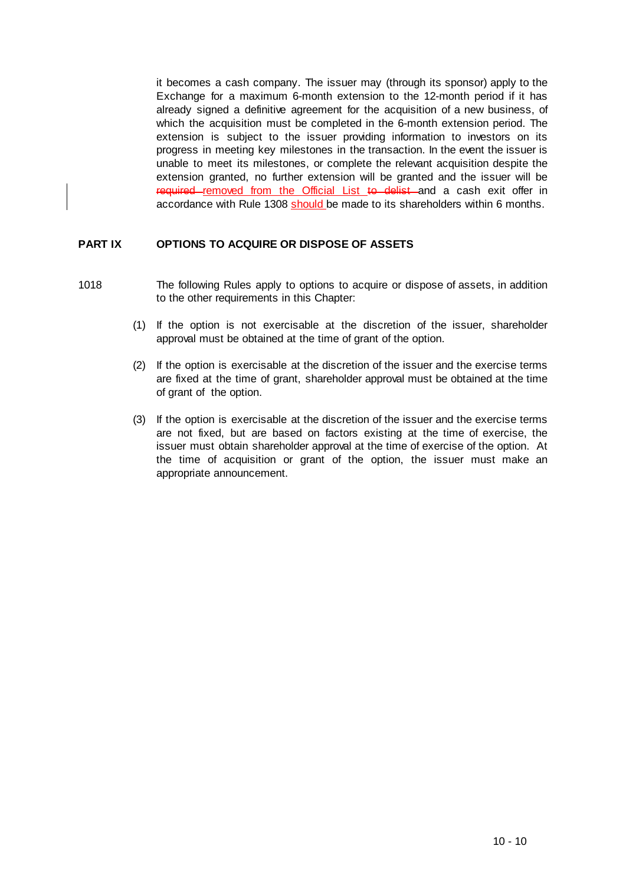it becomes a cash company. The issuer may (through its sponsor) apply to the Exchange for a maximum 6-month extension to the 12-month period if it has already signed a definitive agreement for the acquisition of a new business, of which the acquisition must be completed in the 6-month extension period. The extension is subject to the issuer providing information to investors on its progress in meeting key milestones in the transaction. In the event the issuer is unable to meet its milestones, or complete the relevant acquisition despite the extension granted, no further extension will be granted and the issuer will be ~~required~~ removed from the Official List ~~to delist~~ and a cash exit offer in accordance with Rule 1308 should be made to its shareholders within 6 months.

## PART IX OPTIONS TO ACQUIRE OR DISPOSE OF ASSETS

1018 The following Rules apply to options to acquire or dispose of assets, in addition to the other requirements in this Chapter:

(1) If the option is not exercisable at the discretion of the issuer, shareholder approval must be obtained at the time of grant of the option.

(2) If the option is exercisable at the discretion of the issuer and the exercise terms are fixed at the time of grant, shareholder approval must be obtained at the time of grant of the option.

(3) If the option is exercisable at the discretion of the issuer and the exercise terms are not fixed, but are based on factors existing at the time of exercise, the issuer must obtain shareholder approval at the time of exercise of the option. At the time of acquisition or grant of the option, the issuer must make an appropriate announcement.